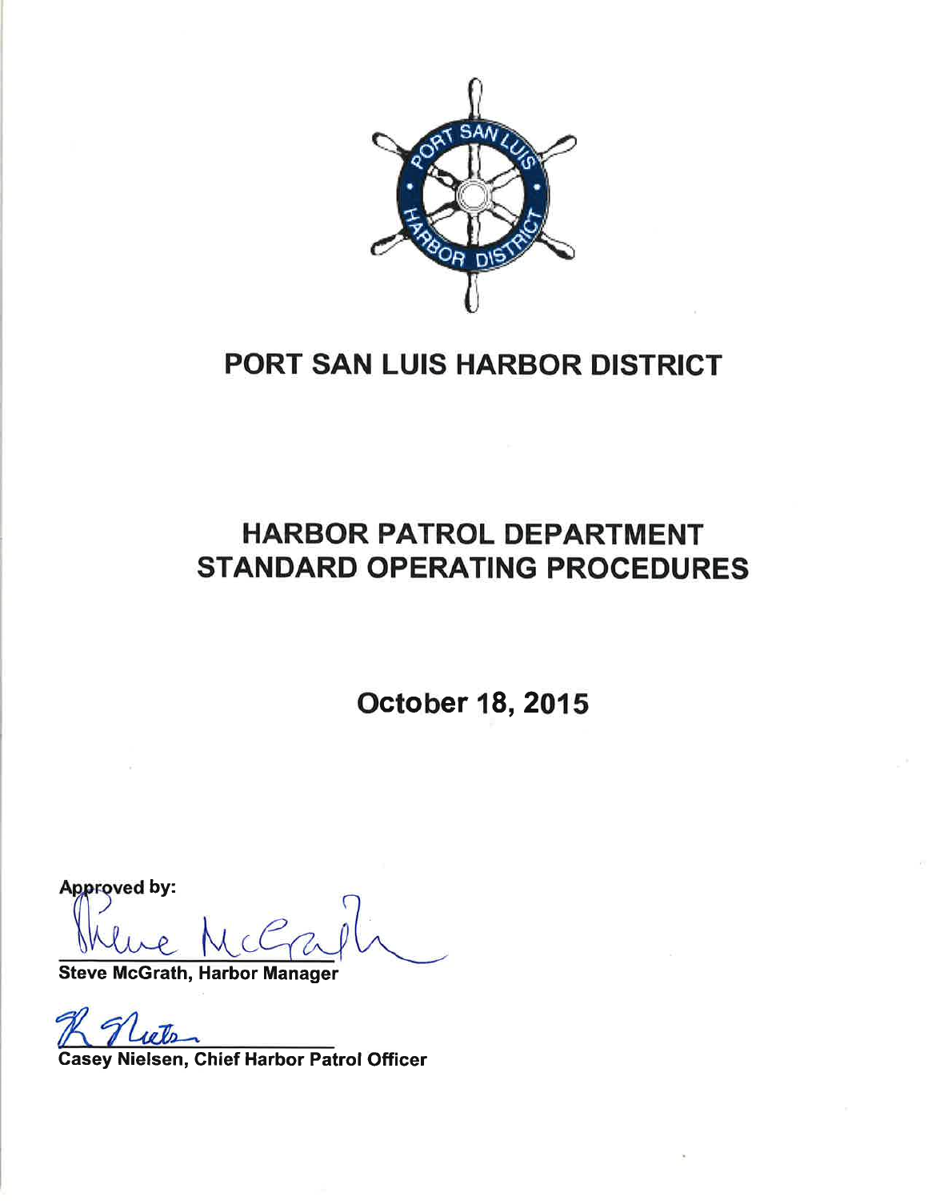# PORT SAN LUIS HARBOR DISTRICT

## HARBOR PATROL DEPARTMENT STANDARD OPERATING PROCEDURES

**October 18, 2015**

**Approved by:**

**Steve McGrath, Harbor Manager**

**Casey Nielsen, Chief Harbor Patrol Officer**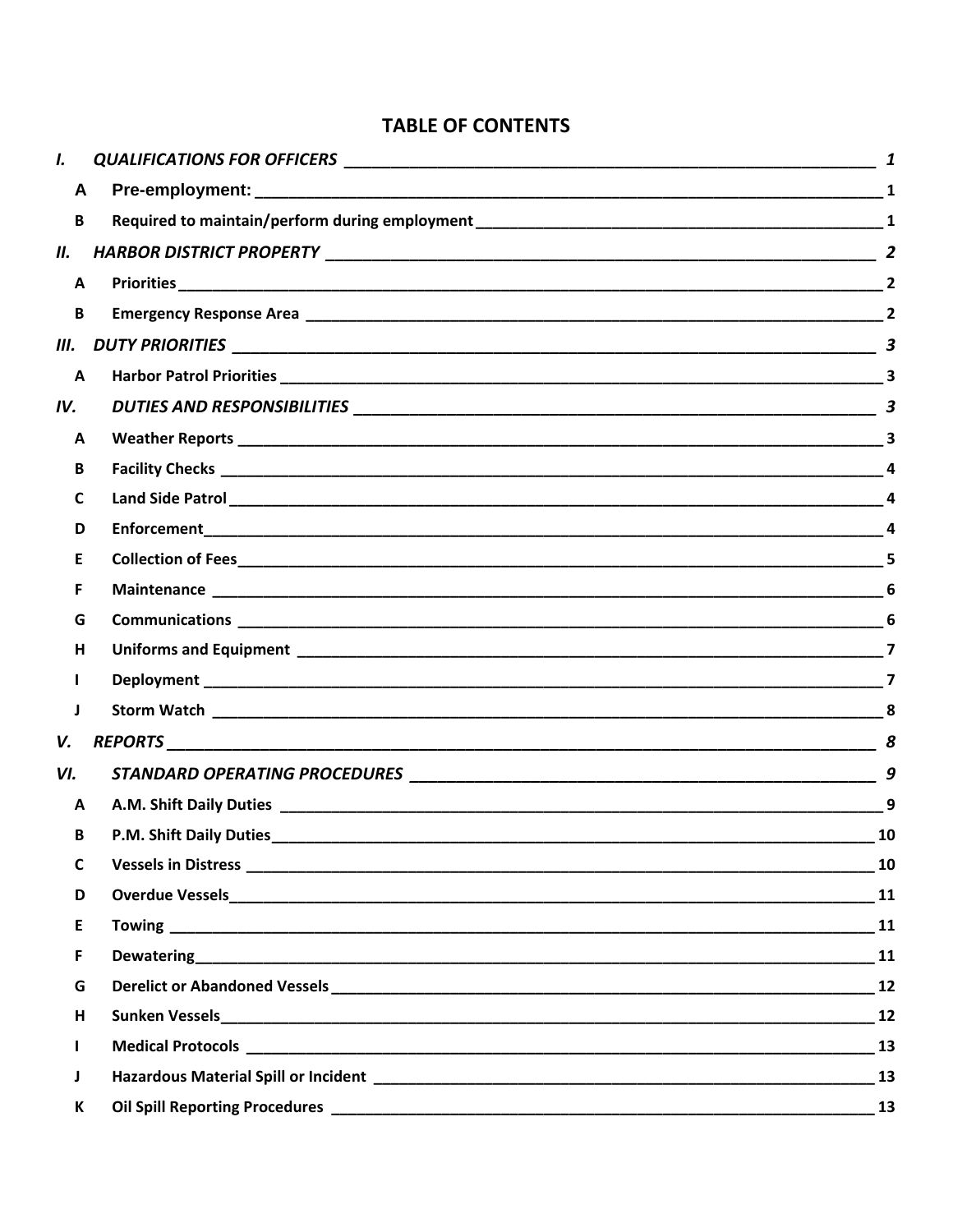# TABLE OF CONTENTS

| | | |
|---|---|---|
| ***I.*** | ***QUALIFICATIONS FOR OFFICERS*** | ***1*** |
| **A** | **Pre-employment:** | **1** |
| **B** | **Required to maintain/perform during employment** | **1** |
| ***II.*** | ***HARBOR DISTRICT PROPERTY*** | ***2*** |
| **A** | **Priorities** | **2** |
| **B** | **Emergency Response Area** | **2** |
| ***III.*** | ***DUTY PRIORITIES*** | ***3*** |
| **A** | **Harbor Patrol Priorities** | **3** |
| ***IV.*** | ***DUTIES AND RESPONSIBILITIES*** | ***3*** |
| **A** | **Weather Reports** | **3** |
| **B** | **Facility Checks** | **4** |
| **C** | **Land Side Patrol** | **4** |
| **D** | **Enforcement** | **4** |
| **E** | **Collection of Fees** | **5** |
| **F** | **Maintenance** | **6** |
| **G** | **Communications** | **6** |
| **H** | **Uniforms and Equipment** | **7** |
| **I** | **Deployment** | **7** |
| **J** | **Storm Watch** | **8** |
| ***V.*** | ***REPORTS*** | ***8*** |
| ***VI.*** | ***STANDARD OPERATING PROCEDURES*** | ***9*** |
| **A** | **A.M. Shift Daily Duties** | **9** |
| **B** | **P.M. Shift Daily Duties** | **10** |
| **C** | **Vessels in Distress** | **10** |
| **D** | **Overdue Vessels** | **11** |
| **E** | **Towing** | **11** |
| **F** | **Dewatering** | **11** |
| **G** | **Derelict or Abandoned Vessels** | **12** |
| **H** | **Sunken Vessels** | **12** |
| **I** | **Medical Protocols** | **13** |
| **J** | **Hazardous Material Spill or Incident** | **13** |
| **K** | **Oil Spill Reporting Procedures** | **13** |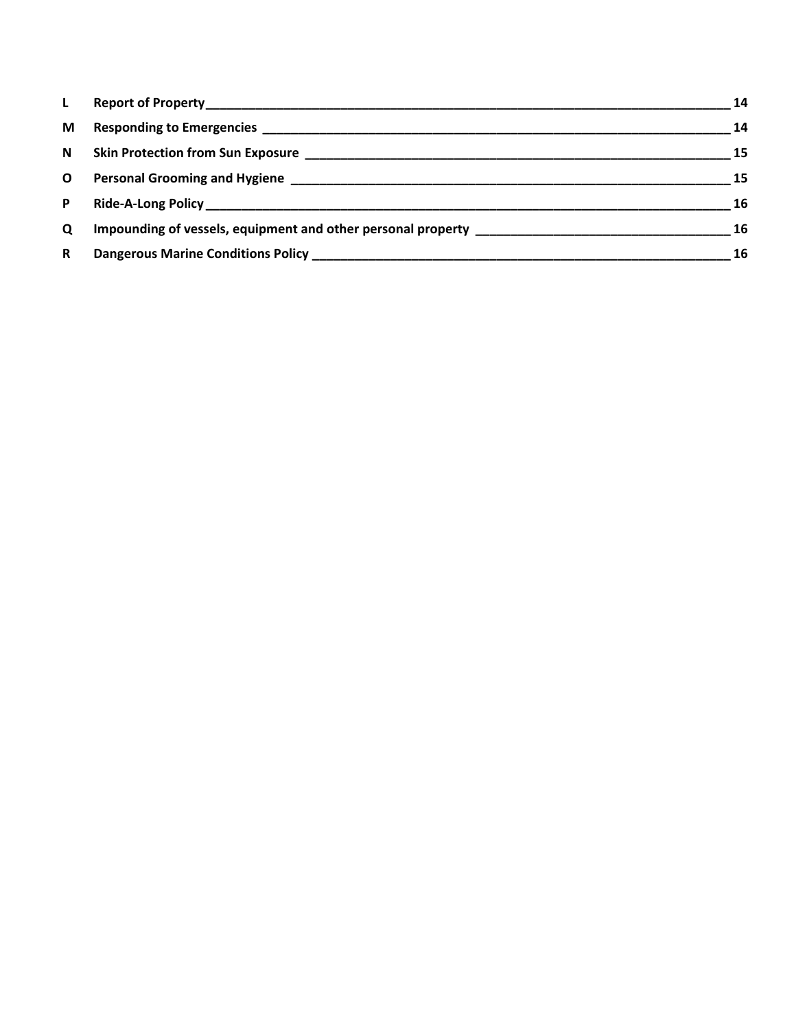| | | |
|---|---|---|
| **L** | **Report of Property** | **14** |
| **M** | **Responding to Emergencies** | **14** |
| **N** | **Skin Protection from Sun Exposure** | **15** |
| **O** | **Personal Grooming and Hygiene** | **15** |
| **P** | **Ride-A-Long Policy** | **16** |
| **Q** | **Impounding of vessels, equipment and other personal property** | **16** |
| **R** | **Dangerous Marine Conditions Policy** | **16** |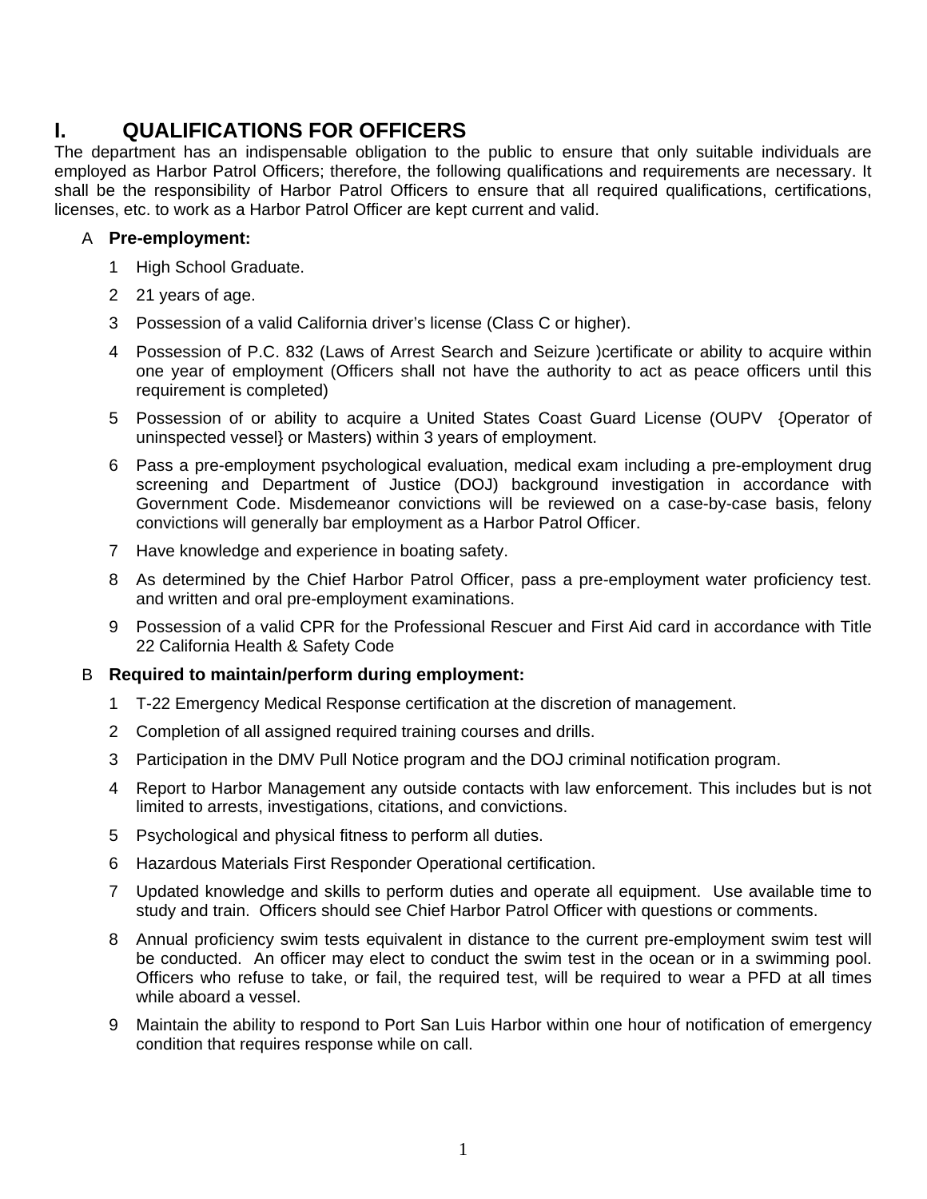# I. QUALIFICATIONS FOR OFFICERS

The department has an indispensable obligation to the public to ensure that only suitable individuals are employed as Harbor Patrol Officers; therefore, the following qualifications and requirements are necessary. It shall be the responsibility of Harbor Patrol Officers to ensure that all required qualifications, certifications, licenses, etc. to work as a Harbor Patrol Officer are kept current and valid.

## A Pre-employment:

1. High School Graduate.
2. 21 years of age.
3. Possession of a valid California driver's license (Class C or higher).
4. Possession of P.C. 832 (Laws of Arrest Search and Seizure )certificate or ability to acquire within one year of employment (Officers shall not have the authority to act as peace officers until this requirement is completed)
5. Possession of or ability to acquire a United States Coast Guard License (OUPV {Operator of uninspected vessel} or Masters) within 3 years of employment.
6. Pass a pre-employment psychological evaluation, medical exam including a pre-employment drug screening and Department of Justice (DOJ) background investigation in accordance with Government Code. Misdemeanor convictions will be reviewed on a case-by-case basis, felony convictions will generally bar employment as a Harbor Patrol Officer.
7. Have knowledge and experience in boating safety.
8. As determined by the Chief Harbor Patrol Officer, pass a pre-employment water proficiency test. and written and oral pre-employment examinations.
9. Possession of a valid CPR for the Professional Rescuer and First Aid card in accordance with Title 22 California Health & Safety Code

## B Required to maintain/perform during employment:

1. T-22 Emergency Medical Response certification at the discretion of management.
2. Completion of all assigned required training courses and drills.
3. Participation in the DMV Pull Notice program and the DOJ criminal notification program.
4. Report to Harbor Management any outside contacts with law enforcement. This includes but is not limited to arrests, investigations, citations, and convictions.
5. Psychological and physical fitness to perform all duties.
6. Hazardous Materials First Responder Operational certification.
7. Updated knowledge and skills to perform duties and operate all equipment. Use available time to study and train. Officers should see Chief Harbor Patrol Officer with questions or comments.
8. Annual proficiency swim tests equivalent in distance to the current pre-employment swim test will be conducted. An officer may elect to conduct the swim test in the ocean or in a swimming pool. Officers who refuse to take, or fail, the required test, will be required to wear a PFD at all times while aboard a vessel.
9. Maintain the ability to respond to Port San Luis Harbor within one hour of notification of emergency condition that requires response while on call.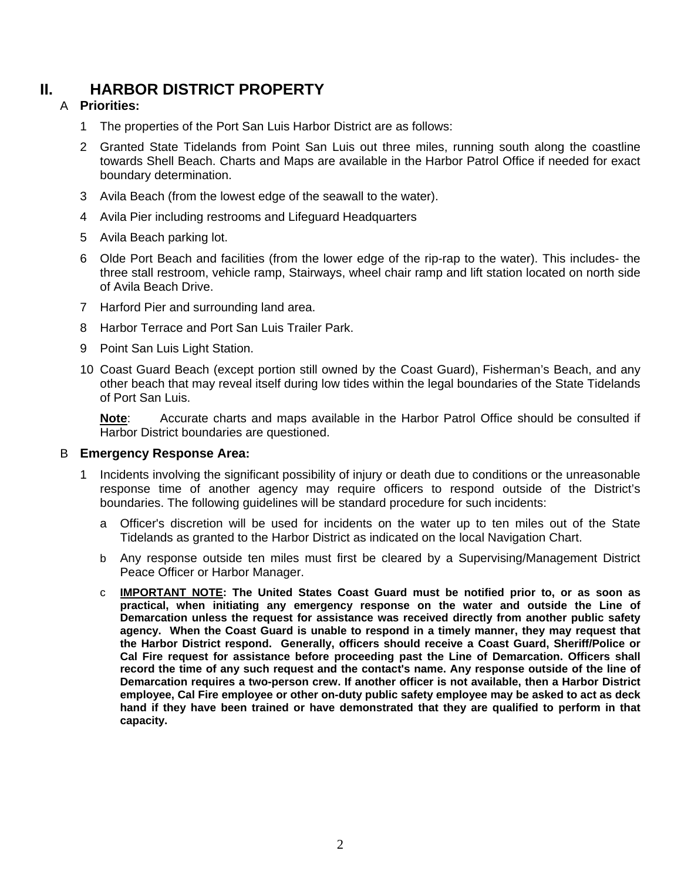# II. HARBOR DISTRICT PROPERTY

## A Priorities:

1. The properties of the Port San Luis Harbor District are as follows:
2. Granted State Tidelands from Point San Luis out three miles, running south along the coastline towards Shell Beach. Charts and Maps are available in the Harbor Patrol Office if needed for exact boundary determination.
3. Avila Beach (from the lowest edge of the seawall to the water).
4. Avila Pier including restrooms and Lifeguard Headquarters
5. Avila Beach parking lot.
6. Olde Port Beach and facilities (from the lower edge of the rip-rap to the water). This includes- the three stall restroom, vehicle ramp, Stairways, wheel chair ramp and lift station located on north side of Avila Beach Drive.
7. Harford Pier and surrounding land area.
8. Harbor Terrace and Port San Luis Trailer Park.
9. Point San Luis Light Station.
10. Coast Guard Beach (except portion still owned by the Coast Guard), Fisherman's Beach, and any other beach that may reveal itself during low tides within the legal boundaries of the State Tidelands of Port San Luis.

    **Note**: Accurate charts and maps available in the Harbor Patrol Office should be consulted if Harbor District boundaries are questioned.

## B Emergency Response Area:

1. Incidents involving the significant possibility of injury or death due to conditions or the unreasonable response time of another agency may require officers to respond outside of the District's boundaries. The following guidelines will be standard procedure for such incidents:

   a. Officer's discretion will be used for incidents on the water up to ten miles out of the State Tidelands as granted to the Harbor District as indicated on the local Navigation Chart.

   b. Any response outside ten miles must first be cleared by a Supervising/Management District Peace Officer or Harbor Manager.

   c. **IMPORTANT NOTE: The United States Coast Guard must be notified prior to, or as soon as practical, when initiating any emergency response on the water and outside the Line of Demarcation unless the request for assistance was received directly from another public safety agency. When the Coast Guard is unable to respond in a timely manner, they may request that the Harbor District respond. Generally, officers should receive a Coast Guard, Sheriff/Police or Cal Fire request for assistance before proceeding past the Line of Demarcation. Officers shall record the time of any such request and the contact's name. Any response outside of the line of Demarcation requires a two-person crew. If another officer is not available, then a Harbor District employee, Cal Fire employee or other on-duty public safety employee may be asked to act as deck hand if they have been trained or have demonstrated that they are qualified to perform in that capacity.**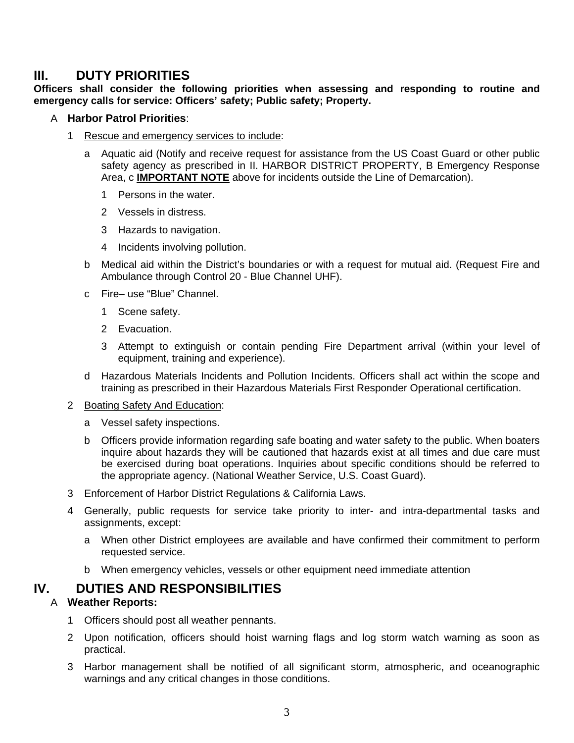## III. DUTY PRIORITIES

**Officers shall consider the following priorities when assessing and responding to routine and emergency calls for service: Officers' safety; Public safety; Property.**

A **Harbor Patrol Priorities**:

1. Rescue and emergency services to include:
   - a Aquatic aid (Notify and receive request for assistance from the US Coast Guard or other public safety agency as prescribed in II. HARBOR DISTRICT PROPERTY, B Emergency Response Area, c **IMPORTANT NOTE** above for incidents outside the Line of Demarcation).
     1. Persons in the water.
     2. Vessels in distress.
     3. Hazards to navigation.
     4. Incidents involving pollution.
   - b Medical aid within the District's boundaries or with a request for mutual aid. (Request Fire and Ambulance through Control 20 - Blue Channel UHF).
   - c Fire– use "Blue" Channel.
     1. Scene safety.
     2. Evacuation.
     3. Attempt to extinguish or contain pending Fire Department arrival (within your level of equipment, training and experience).
   - d Hazardous Materials Incidents and Pollution Incidents. Officers shall act within the scope and training as prescribed in their Hazardous Materials First Responder Operational certification.
2. Boating Safety And Education:
   - a Vessel safety inspections.
   - b Officers provide information regarding safe boating and water safety to the public. When boaters inquire about hazards they will be cautioned that hazards exist at all times and due care must be exercised during boat operations. Inquiries about specific conditions should be referred to the appropriate agency. (National Weather Service, U.S. Coast Guard).
3. Enforcement of Harbor District Regulations & California Laws.
4. Generally, public requests for service take priority to inter- and intra-departmental tasks and assignments, except:
   - a When other District employees are available and have confirmed their commitment to perform requested service.
   - b When emergency vehicles, vessels or other equipment need immediate attention

## IV. DUTIES AND RESPONSIBILITIES

A **Weather Reports:**

1. Officers should post all weather pennants.
2. Upon notification, officers should hoist warning flags and log storm watch warning as soon as practical.
3. Harbor management shall be notified of all significant storm, atmospheric, and oceanographic warnings and any critical changes in those conditions.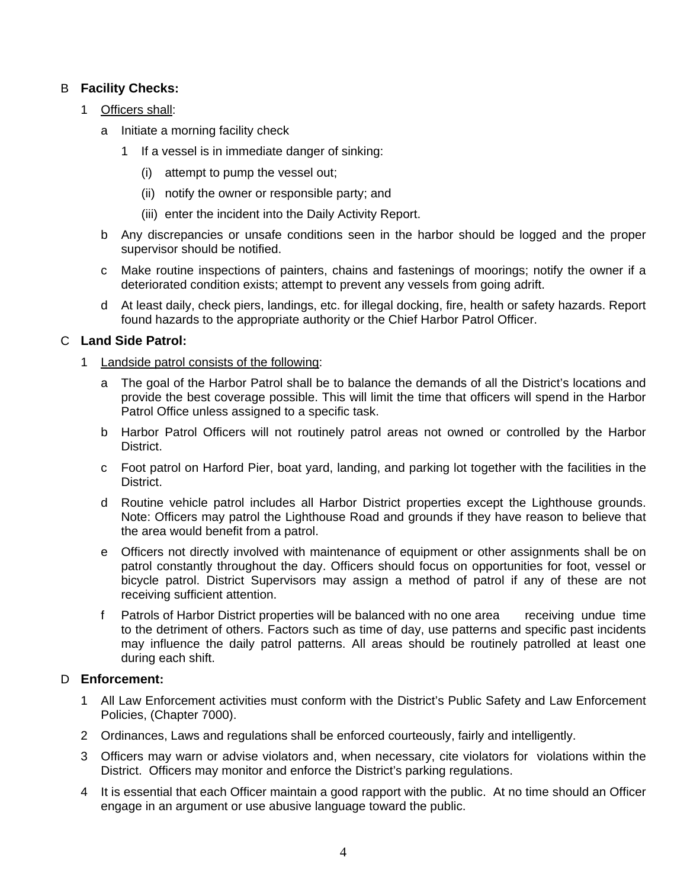B **Facility Checks:**

1 Officers shall:

a Initiate a morning facility check

1 If a vessel is in immediate danger of sinking:

(i) attempt to pump the vessel out;

(ii) notify the owner or responsible party; and

(iii) enter the incident into the Daily Activity Report.

b Any discrepancies or unsafe conditions seen in the harbor should be logged and the proper supervisor should be notified.

c Make routine inspections of painters, chains and fastenings of moorings; notify the owner if a deteriorated condition exists; attempt to prevent any vessels from going adrift.

d At least daily, check piers, landings, etc. for illegal docking, fire, health or safety hazards. Report found hazards to the appropriate authority or the Chief Harbor Patrol Officer.

C **Land Side Patrol:**

1 Landside patrol consists of the following:

a The goal of the Harbor Patrol shall be to balance the demands of all the District's locations and provide the best coverage possible. This will limit the time that officers will spend in the Harbor Patrol Office unless assigned to a specific task.

b Harbor Patrol Officers will not routinely patrol areas not owned or controlled by the Harbor District.

c Foot patrol on Harford Pier, boat yard, landing, and parking lot together with the facilities in the District.

d Routine vehicle patrol includes all Harbor District properties except the Lighthouse grounds. Note: Officers may patrol the Lighthouse Road and grounds if they have reason to believe that the area would benefit from a patrol.

e Officers not directly involved with maintenance of equipment or other assignments shall be on patrol constantly throughout the day. Officers should focus on opportunities for foot, vessel or bicycle patrol. District Supervisors may assign a method of patrol if any of these are not receiving sufficient attention.

f Patrols of Harbor District properties will be balanced with no one area receiving undue time to the detriment of others. Factors such as time of day, use patterns and specific past incidents may influence the daily patrol patterns. All areas should be routinely patrolled at least one during each shift.

D **Enforcement:**

1 All Law Enforcement activities must conform with the District's Public Safety and Law Enforcement Policies, (Chapter 7000).

2 Ordinances, Laws and regulations shall be enforced courteously, fairly and intelligently.

3 Officers may warn or advise violators and, when necessary, cite violators for violations within the District. Officers may monitor and enforce the District's parking regulations.

4 It is essential that each Officer maintain a good rapport with the public. At no time should an Officer engage in an argument or use abusive language toward the public.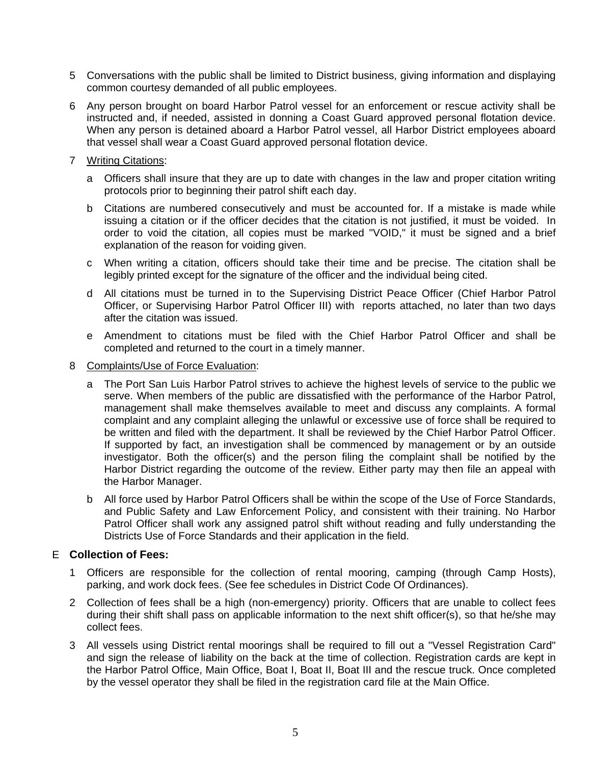5 Conversations with the public shall be limited to District business, giving information and displaying common courtesy demanded of all public employees.

6 Any person brought on board Harbor Patrol vessel for an enforcement or rescue activity shall be instructed and, if needed, assisted in donning a Coast Guard approved personal flotation device. When any person is detained aboard a Harbor Patrol vessel, all Harbor District employees aboard that vessel shall wear a Coast Guard approved personal flotation device.

7 <u>Writing Citations</u>:

   a Officers shall insure that they are up to date with changes in the law and proper citation writing protocols prior to beginning their patrol shift each day.

   b Citations are numbered consecutively and must be accounted for. If a mistake is made while issuing a citation or if the officer decides that the citation is not justified, it must be voided. In order to void the citation, all copies must be marked "VOID," it must be signed and a brief explanation of the reason for voiding given.

   c When writing a citation, officers should take their time and be precise. The citation shall be legibly printed except for the signature of the officer and the individual being cited.

   d All citations must be turned in to the Supervising District Peace Officer (Chief Harbor Patrol Officer, or Supervising Harbor Patrol Officer III) with reports attached, no later than two days after the citation was issued.

   e Amendment to citations must be filed with the Chief Harbor Patrol Officer and shall be completed and returned to the court in a timely manner.

8 <u>Complaints/Use of Force Evaluation</u>:

   a The Port San Luis Harbor Patrol strives to achieve the highest levels of service to the public we serve. When members of the public are dissatisfied with the performance of the Harbor Patrol, management shall make themselves available to meet and discuss any complaints. A formal complaint and any complaint alleging the unlawful or excessive use of force shall be required to be written and filed with the department. It shall be reviewed by the Chief Harbor Patrol Officer. If supported by fact, an investigation shall be commenced by management or by an outside investigator. Both the officer(s) and the person filing the complaint shall be notified by the Harbor District regarding the outcome of the review. Either party may then file an appeal with the Harbor Manager.

   b All force used by Harbor Patrol Officers shall be within the scope of the Use of Force Standards, and Public Safety and Law Enforcement Policy, and consistent with their training. No Harbor Patrol Officer shall work any assigned patrol shift without reading and fully understanding the Districts Use of Force Standards and their application in the field.

## E **Collection of Fees:**

1 Officers are responsible for the collection of rental mooring, camping (through Camp Hosts), parking, and work dock fees. (See fee schedules in District Code Of Ordinances).

2 Collection of fees shall be a high (non-emergency) priority. Officers that are unable to collect fees during their shift shall pass on applicable information to the next shift officer(s), so that he/she may collect fees.

3 All vessels using District rental moorings shall be required to fill out a "Vessel Registration Card" and sign the release of liability on the back at the time of collection. Registration cards are kept in the Harbor Patrol Office, Main Office, Boat I, Boat II, Boat III and the rescue truck. Once completed by the vessel operator they shall be filed in the registration card file at the Main Office.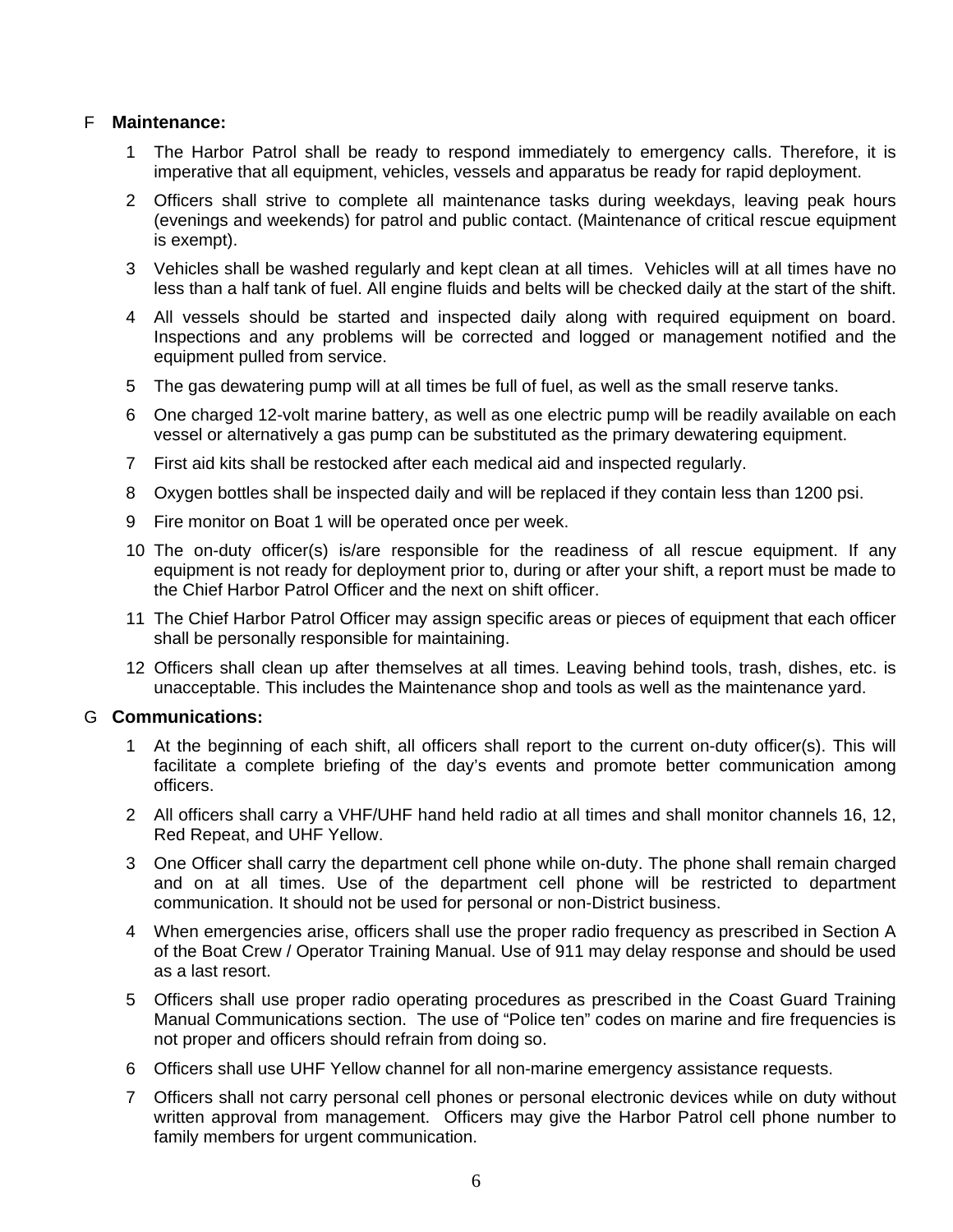F **Maintenance:**

1. The Harbor Patrol shall be ready to respond immediately to emergency calls. Therefore, it is imperative that all equipment, vehicles, vessels and apparatus be ready for rapid deployment.
2. Officers shall strive to complete all maintenance tasks during weekdays, leaving peak hours (evenings and weekends) for patrol and public contact. (Maintenance of critical rescue equipment is exempt).
3. Vehicles shall be washed regularly and kept clean at all times. Vehicles will at all times have no less than a half tank of fuel. All engine fluids and belts will be checked daily at the start of the shift.
4. All vessels should be started and inspected daily along with required equipment on board. Inspections and any problems will be corrected and logged or management notified and the equipment pulled from service.
5. The gas dewatering pump will at all times be full of fuel, as well as the small reserve tanks.
6. One charged 12-volt marine battery, as well as one electric pump will be readily available on each vessel or alternatively a gas pump can be substituted as the primary dewatering equipment.
7. First aid kits shall be restocked after each medical aid and inspected regularly.
8. Oxygen bottles shall be inspected daily and will be replaced if they contain less than 1200 psi.
9. Fire monitor on Boat 1 will be operated once per week.
10. The on-duty officer(s) is/are responsible for the readiness of all rescue equipment. If any equipment is not ready for deployment prior to, during or after your shift, a report must be made to the Chief Harbor Patrol Officer and the next on shift officer.
11. The Chief Harbor Patrol Officer may assign specific areas or pieces of equipment that each officer shall be personally responsible for maintaining.
12. Officers shall clean up after themselves at all times. Leaving behind tools, trash, dishes, etc. is unacceptable. This includes the Maintenance shop and tools as well as the maintenance yard.

G **Communications:**

1. At the beginning of each shift, all officers shall report to the current on-duty officer(s). This will facilitate a complete briefing of the day's events and promote better communication among officers.
2. All officers shall carry a VHF/UHF hand held radio at all times and shall monitor channels 16, 12, Red Repeat, and UHF Yellow.
3. One Officer shall carry the department cell phone while on-duty. The phone shall remain charged and on at all times. Use of the department cell phone will be restricted to department communication. It should not be used for personal or non-District business.
4. When emergencies arise, officers shall use the proper radio frequency as prescribed in Section A of the Boat Crew / Operator Training Manual. Use of 911 may delay response and should be used as a last resort.
5. Officers shall use proper radio operating procedures as prescribed in the Coast Guard Training Manual Communications section. The use of "Police ten" codes on marine and fire frequencies is not proper and officers should refrain from doing so.
6. Officers shall use UHF Yellow channel for all non-marine emergency assistance requests.
7. Officers shall not carry personal cell phones or personal electronic devices while on duty without written approval from management. Officers may give the Harbor Patrol cell phone number to family members for urgent communication.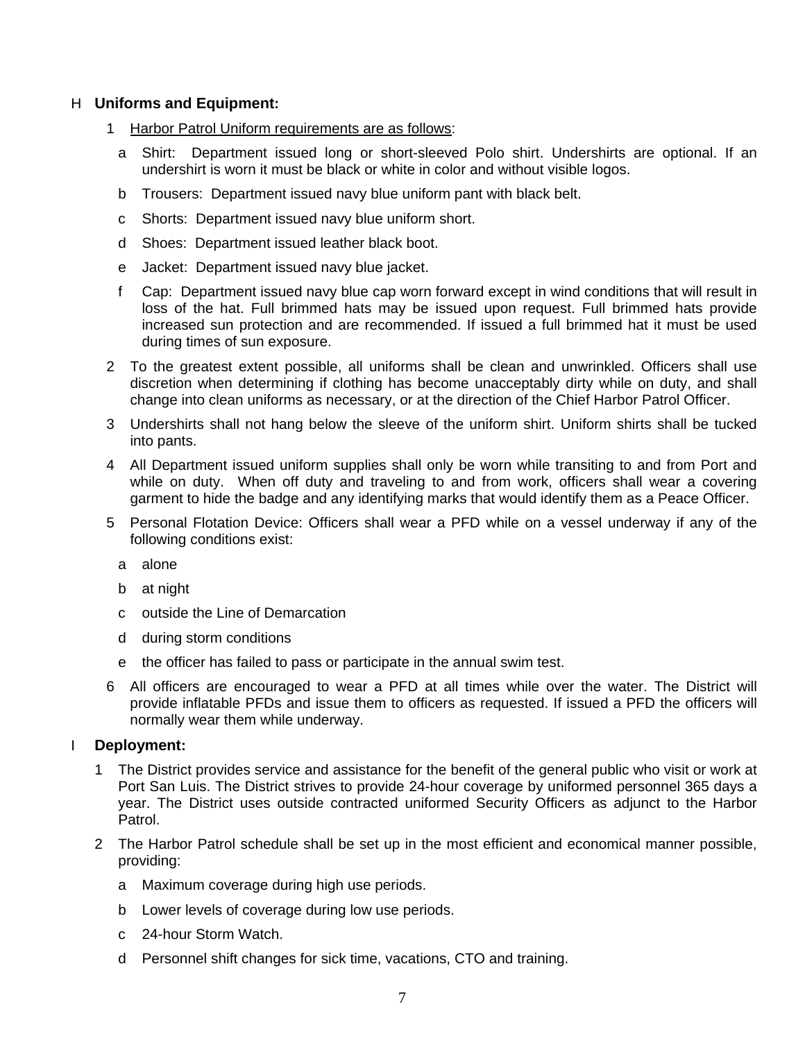H **Uniforms and Equipment:**

1 Harbor Patrol Uniform requirements are as follows:

a Shirt: Department issued long or short-sleeved Polo shirt. Undershirts are optional. If an undershirt is worn it must be black or white in color and without visible logos.

b Trousers: Department issued navy blue uniform pant with black belt.

c Shorts: Department issued navy blue uniform short.

d Shoes: Department issued leather black boot.

e Jacket: Department issued navy blue jacket.

f Cap: Department issued navy blue cap worn forward except in wind conditions that will result in loss of the hat. Full brimmed hats may be issued upon request. Full brimmed hats provide increased sun protection and are recommended. If issued a full brimmed hat it must be used during times of sun exposure.

2 To the greatest extent possible, all uniforms shall be clean and unwrinkled. Officers shall use discretion when determining if clothing has become unacceptably dirty while on duty, and shall change into clean uniforms as necessary, or at the direction of the Chief Harbor Patrol Officer.

3 Undershirts shall not hang below the sleeve of the uniform shirt. Uniform shirts shall be tucked into pants.

4 All Department issued uniform supplies shall only be worn while transiting to and from Port and while on duty. When off duty and traveling to and from work, officers shall wear a covering garment to hide the badge and any identifying marks that would identify them as a Peace Officer.

5 Personal Flotation Device: Officers shall wear a PFD while on a vessel underway if any of the following conditions exist:

a alone

b at night

c outside the Line of Demarcation

d during storm conditions

e the officer has failed to pass or participate in the annual swim test.

6 All officers are encouraged to wear a PFD at all times while over the water. The District will provide inflatable PFDs and issue them to officers as requested. If issued a PFD the officers will normally wear them while underway.

I **Deployment:**

1 The District provides service and assistance for the benefit of the general public who visit or work at Port San Luis. The District strives to provide 24-hour coverage by uniformed personnel 365 days a year. The District uses outside contracted uniformed Security Officers as adjunct to the Harbor Patrol.

2 The Harbor Patrol schedule shall be set up in the most efficient and economical manner possible, providing:

a Maximum coverage during high use periods.

b Lower levels of coverage during low use periods.

c 24-hour Storm Watch.

d Personnel shift changes for sick time, vacations, CTO and training.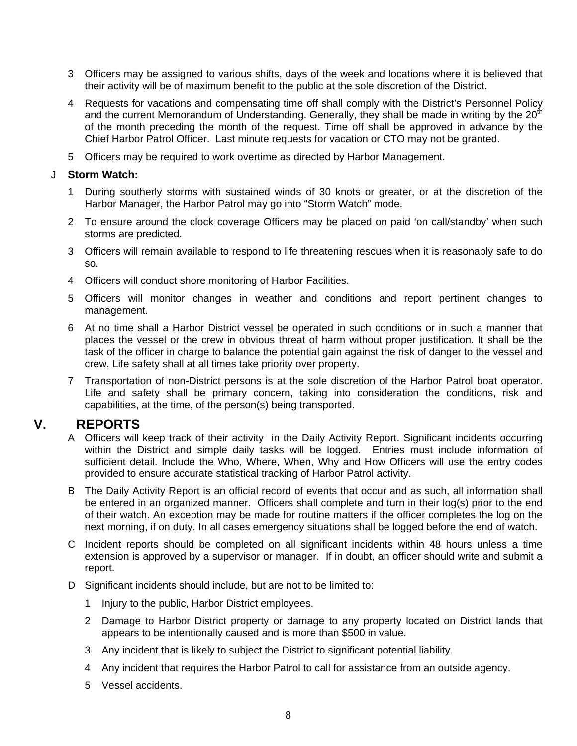3 Officers may be assigned to various shifts, days of the week and locations where it is believed that their activity will be of maximum benefit to the public at the sole discretion of the District.

4 Requests for vacations and compensating time off shall comply with the District's Personnel Policy and the current Memorandum of Understanding. Generally, they shall be made in writing by the 20th of the month preceding the month of the request. Time off shall be approved in advance by the Chief Harbor Patrol Officer. Last minute requests for vacation or CTO may not be granted.

5 Officers may be required to work overtime as directed by Harbor Management.

J **Storm Watch:**

1 During southerly storms with sustained winds of 30 knots or greater, or at the discretion of the Harbor Manager, the Harbor Patrol may go into "Storm Watch" mode.

2 To ensure around the clock coverage Officers may be placed on paid 'on call/standby' when such storms are predicted.

3 Officers will remain available to respond to life threatening rescues when it is reasonably safe to do so.

4 Officers will conduct shore monitoring of Harbor Facilities.

5 Officers will monitor changes in weather and conditions and report pertinent changes to management.

6 At no time shall a Harbor District vessel be operated in such conditions or in such a manner that places the vessel or the crew in obvious threat of harm without proper justification. It shall be the task of the officer in charge to balance the potential gain against the risk of danger to the vessel and crew. Life safety shall at all times take priority over property.

7 Transportation of non-District persons is at the sole discretion of the Harbor Patrol boat operator. Life and safety shall be primary concern, taking into consideration the conditions, risk and capabilities, at the time, of the person(s) being transported.

# V. REPORTS

A Officers will keep track of their activity in the Daily Activity Report. Significant incidents occurring within the District and simple daily tasks will be logged. Entries must include information of sufficient detail. Include the Who, Where, When, Why and How Officers will use the entry codes provided to ensure accurate statistical tracking of Harbor Patrol activity.

B The Daily Activity Report is an official record of events that occur and as such, all information shall be entered in an organized manner. Officers shall complete and turn in their log(s) prior to the end of their watch. An exception may be made for routine matters if the officer completes the log on the next morning, if on duty. In all cases emergency situations shall be logged before the end of watch.

C Incident reports should be completed on all significant incidents within 48 hours unless a time extension is approved by a supervisor or manager. If in doubt, an officer should write and submit a report.

D Significant incidents should include, but are not to be limited to:

1 Injury to the public, Harbor District employees.

2 Damage to Harbor District property or damage to any property located on District lands that appears to be intentionally caused and is more than $500 in value.

3 Any incident that is likely to subject the District to significant potential liability.

4 Any incident that requires the Harbor Patrol to call for assistance from an outside agency.

5 Vessel accidents.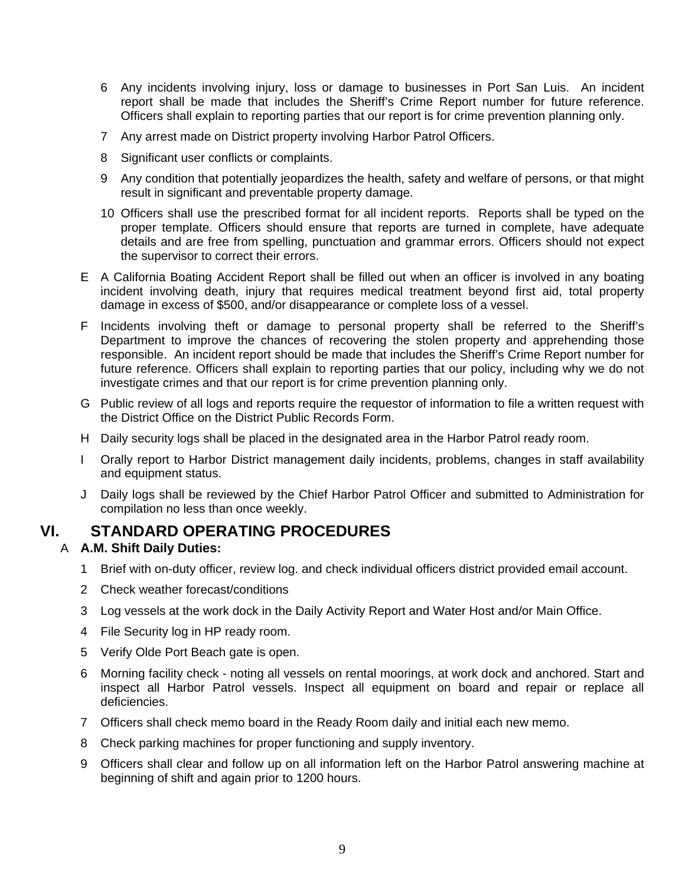6 Any incidents involving injury, loss or damage to businesses in Port San Luis. An incident report shall be made that includes the Sheriff's Crime Report number for future reference. Officers shall explain to reporting parties that our report is for crime prevention planning only.

7 Any arrest made on District property involving Harbor Patrol Officers.

8 Significant user conflicts or complaints.

9 Any condition that potentially jeopardizes the health, safety and welfare of persons, or that might result in significant and preventable property damage.

10 Officers shall use the prescribed format for all incident reports. Reports shall be typed on the proper template. Officers should ensure that reports are turned in complete, have adequate details and are free from spelling, punctuation and grammar errors. Officers should not expect the supervisor to correct their errors.

E A California Boating Accident Report shall be filled out when an officer is involved in any boating incident involving death, injury that requires medical treatment beyond first aid, total property damage in excess of $500, and/or disappearance or complete loss of a vessel.

F Incidents involving theft or damage to personal property shall be referred to the Sheriff's Department to improve the chances of recovering the stolen property and apprehending those responsible. An incident report should be made that includes the Sheriff's Crime Report number for future reference. Officers shall explain to reporting parties that our policy, including why we do not investigate crimes and that our report is for crime prevention planning only.

G Public review of all logs and reports require the requestor of information to file a written request with the District Office on the District Public Records Form.

H Daily security logs shall be placed in the designated area in the Harbor Patrol ready room.

I Orally report to Harbor District management daily incidents, problems, changes in staff availability and equipment status.

J Daily logs shall be reviewed by the Chief Harbor Patrol Officer and submitted to Administration for compilation no less than once weekly.

# VI. STANDARD OPERATING PROCEDURES

A **A.M. Shift Daily Duties:**

1 Brief with on-duty officer, review log. and check individual officers district provided email account.

2 Check weather forecast/conditions

3 Log vessels at the work dock in the Daily Activity Report and Water Host and/or Main Office.

4 File Security log in HP ready room.

5 Verify Olde Port Beach gate is open.

6 Morning facility check - noting all vessels on rental moorings, at work dock and anchored. Start and inspect all Harbor Patrol vessels. Inspect all equipment on board and repair or replace all deficiencies.

7 Officers shall check memo board in the Ready Room daily and initial each new memo.

8 Check parking machines for proper functioning and supply inventory.

9 Officers shall clear and follow up on all information left on the Harbor Patrol answering machine at beginning of shift and again prior to 1200 hours.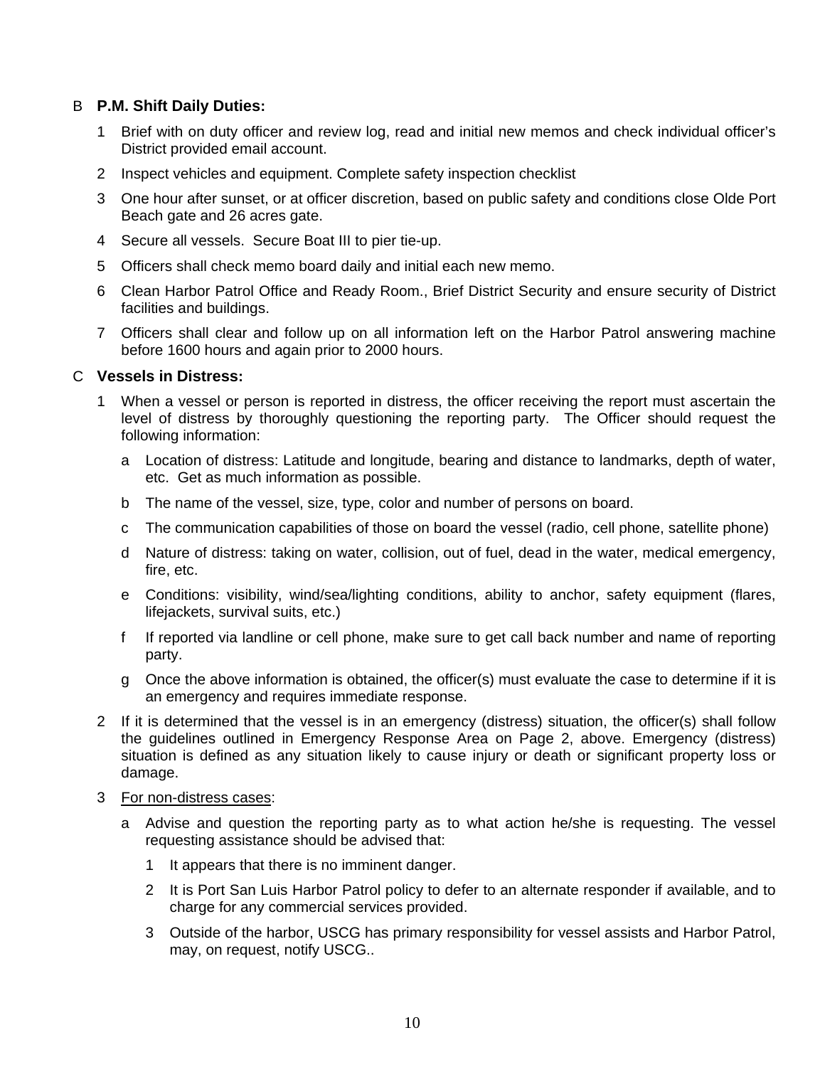B **P.M. Shift Daily Duties:**

1 Brief with on duty officer and review log, read and initial new memos and check individual officer's District provided email account.

2 Inspect vehicles and equipment. Complete safety inspection checklist

3 One hour after sunset, or at officer discretion, based on public safety and conditions close Olde Port Beach gate and 26 acres gate.

4 Secure all vessels. Secure Boat III to pier tie-up.

5 Officers shall check memo board daily and initial each new memo.

6 Clean Harbor Patrol Office and Ready Room., Brief District Security and ensure security of District facilities and buildings.

7 Officers shall clear and follow up on all information left on the Harbor Patrol answering machine before 1600 hours and again prior to 2000 hours.

C **Vessels in Distress:**

1 When a vessel or person is reported in distress, the officer receiving the report must ascertain the level of distress by thoroughly questioning the reporting party. The Officer should request the following information:

   a Location of distress: Latitude and longitude, bearing and distance to landmarks, depth of water, etc. Get as much information as possible.

   b The name of the vessel, size, type, color and number of persons on board.

   c The communication capabilities of those on board the vessel (radio, cell phone, satellite phone)

   d Nature of distress: taking on water, collision, out of fuel, dead in the water, medical emergency, fire, etc.

   e Conditions: visibility, wind/sea/lighting conditions, ability to anchor, safety equipment (flares, lifejackets, survival suits, etc.)

   f If reported via landline or cell phone, make sure to get call back number and name of reporting party.

   g Once the above information is obtained, the officer(s) must evaluate the case to determine if it is an emergency and requires immediate response.

2 If it is determined that the vessel is in an emergency (distress) situation, the officer(s) shall follow the guidelines outlined in Emergency Response Area on Page 2, above. Emergency (distress) situation is defined as any situation likely to cause injury or death or significant property loss or damage.

3 For non-distress cases:

   a Advise and question the reporting party as to what action he/she is requesting. The vessel requesting assistance should be advised that:

      1 It appears that there is no imminent danger.

      2 It is Port San Luis Harbor Patrol policy to defer to an alternate responder if available, and to charge for any commercial services provided.

      3 Outside of the harbor, USCG has primary responsibility for vessel assists and Harbor Patrol, may, on request, notify USCG..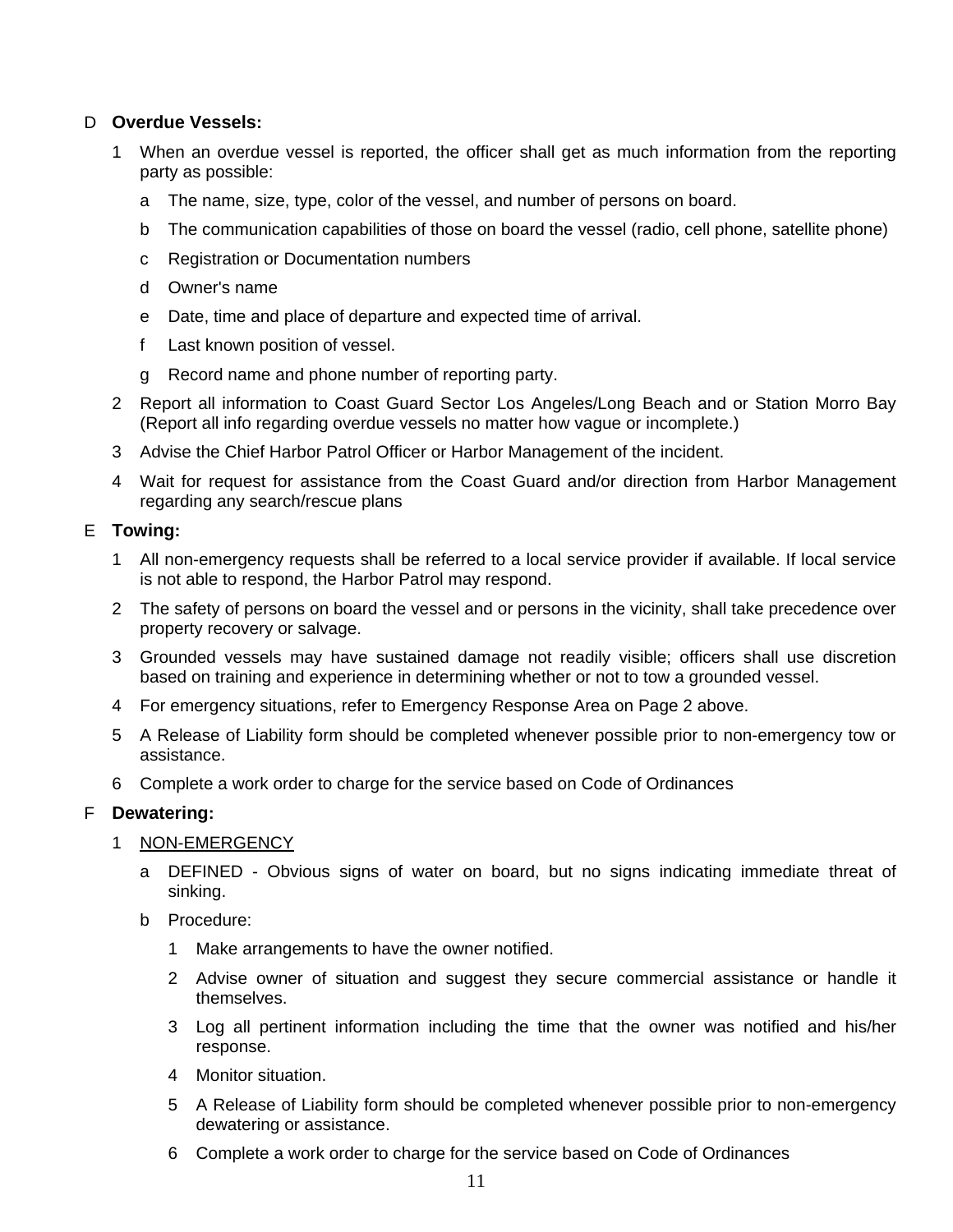D **Overdue Vessels:**

1. When an overdue vessel is reported, the officer shall get as much information from the reporting party as possible:
   a. The name, size, type, color of the vessel, and number of persons on board.
   b. The communication capabilities of those on board the vessel (radio, cell phone, satellite phone)
   c. Registration or Documentation numbers
   d. Owner's name
   e. Date, time and place of departure and expected time of arrival.
   f. Last known position of vessel.
   g. Record name and phone number of reporting party.
2. Report all information to Coast Guard Sector Los Angeles/Long Beach and or Station Morro Bay (Report all info regarding overdue vessels no matter how vague or incomplete.)
3. Advise the Chief Harbor Patrol Officer or Harbor Management of the incident.
4. Wait for request for assistance from the Coast Guard and/or direction from Harbor Management regarding any search/rescue plans

E **Towing:**

1. All non-emergency requests shall be referred to a local service provider if available. If local service is not able to respond, the Harbor Patrol may respond.
2. The safety of persons on board the vessel and or persons in the vicinity, shall take precedence over property recovery or salvage.
3. Grounded vessels may have sustained damage not readily visible; officers shall use discretion based on training and experience in determining whether or not to tow a grounded vessel.
4. For emergency situations, refer to Emergency Response Area on Page 2 above.
5. A Release of Liability form should be completed whenever possible prior to non-emergency tow or assistance.
6. Complete a work order to charge for the service based on Code of Ordinances

F **Dewatering:**

1. <u>NON-EMERGENCY</u>
   a. DEFINED - Obvious signs of water on board, but no signs indicating immediate threat of sinking.
   b. Procedure:
      1. Make arrangements to have the owner notified.
      2. Advise owner of situation and suggest they secure commercial assistance or handle it themselves.
      3. Log all pertinent information including the time that the owner was notified and his/her response.
      4. Monitor situation.
      5. A Release of Liability form should be completed whenever possible prior to non-emergency dewatering or assistance.
      6. Complete a work order to charge for the service based on Code of Ordinances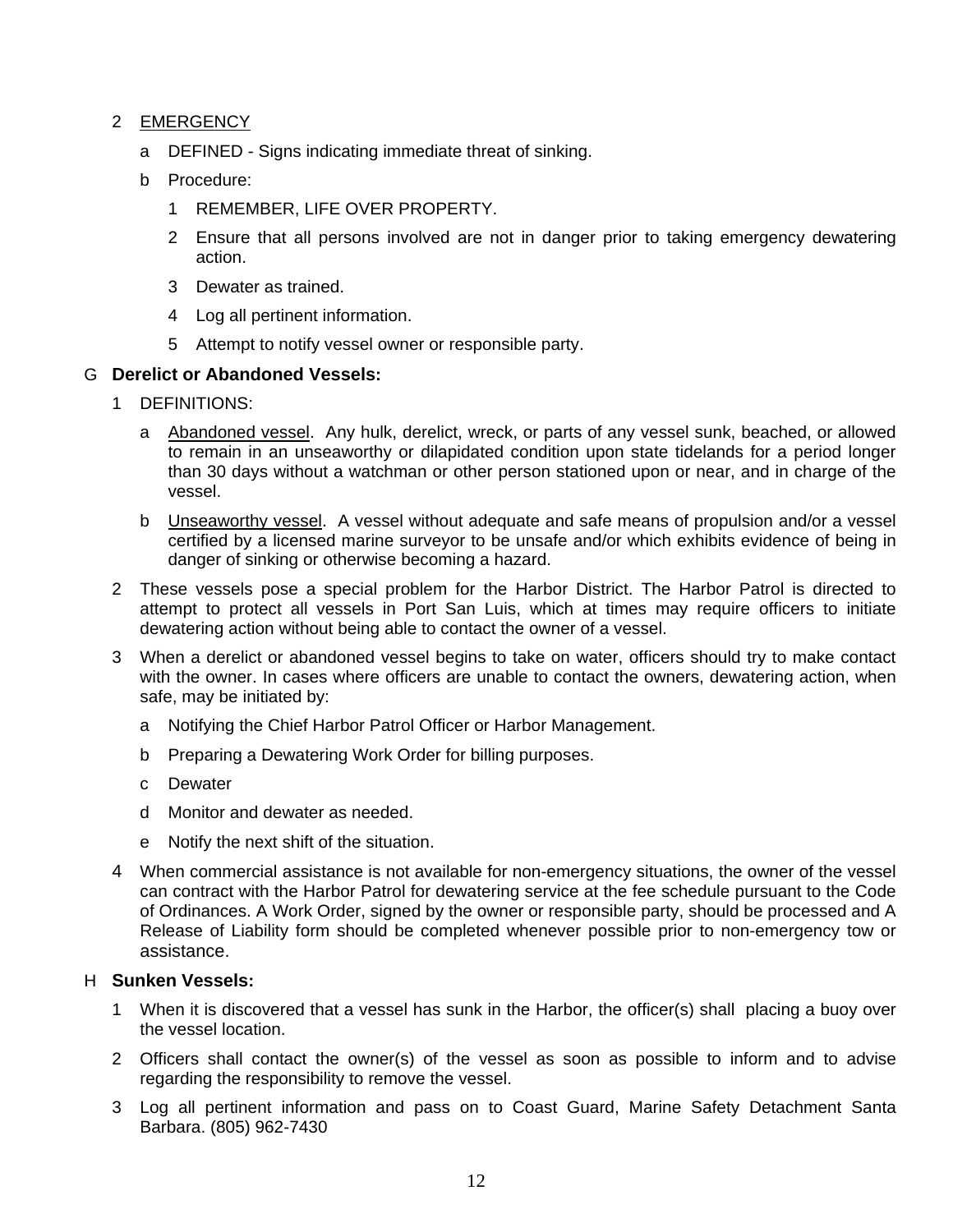2 EMERGENCY

   a DEFINED - Signs indicating immediate threat of sinking.

   b Procedure:

      1 REMEMBER, LIFE OVER PROPERTY.

      2 Ensure that all persons involved are not in danger prior to taking emergency dewatering action.

      3 Dewater as trained.

      4 Log all pertinent information.

      5 Attempt to notify vessel owner or responsible party.

G **Derelict or Abandoned Vessels:**

1 DEFINITIONS:

   a Abandoned vessel. Any hulk, derelict, wreck, or parts of any vessel sunk, beached, or allowed to remain in an unseaworthy or dilapidated condition upon state tidelands for a period longer than 30 days without a watchman or other person stationed upon or near, and in charge of the vessel.

   b Unseaworthy vessel. A vessel without adequate and safe means of propulsion and/or a vessel certified by a licensed marine surveyor to be unsafe and/or which exhibits evidence of being in danger of sinking or otherwise becoming a hazard.

2 These vessels pose a special problem for the Harbor District. The Harbor Patrol is directed to attempt to protect all vessels in Port San Luis, which at times may require officers to initiate dewatering action without being able to contact the owner of a vessel.

3 When a derelict or abandoned vessel begins to take on water, officers should try to make contact with the owner. In cases where officers are unable to contact the owners, dewatering action, when safe, may be initiated by:

   a Notifying the Chief Harbor Patrol Officer or Harbor Management.

   b Preparing a Dewatering Work Order for billing purposes.

   c Dewater

   d Monitor and dewater as needed.

   e Notify the next shift of the situation.

4 When commercial assistance is not available for non-emergency situations, the owner of the vessel can contract with the Harbor Patrol for dewatering service at the fee schedule pursuant to the Code of Ordinances. A Work Order, signed by the owner or responsible party, should be processed and A Release of Liability form should be completed whenever possible prior to non-emergency tow or assistance.

H **Sunken Vessels:**

1 When it is discovered that a vessel has sunk in the Harbor, the officer(s) shall placing a buoy over the vessel location.

2 Officers shall contact the owner(s) of the vessel as soon as possible to inform and to advise regarding the responsibility to remove the vessel.

3 Log all pertinent information and pass on to Coast Guard, Marine Safety Detachment Santa Barbara. (805) 962-7430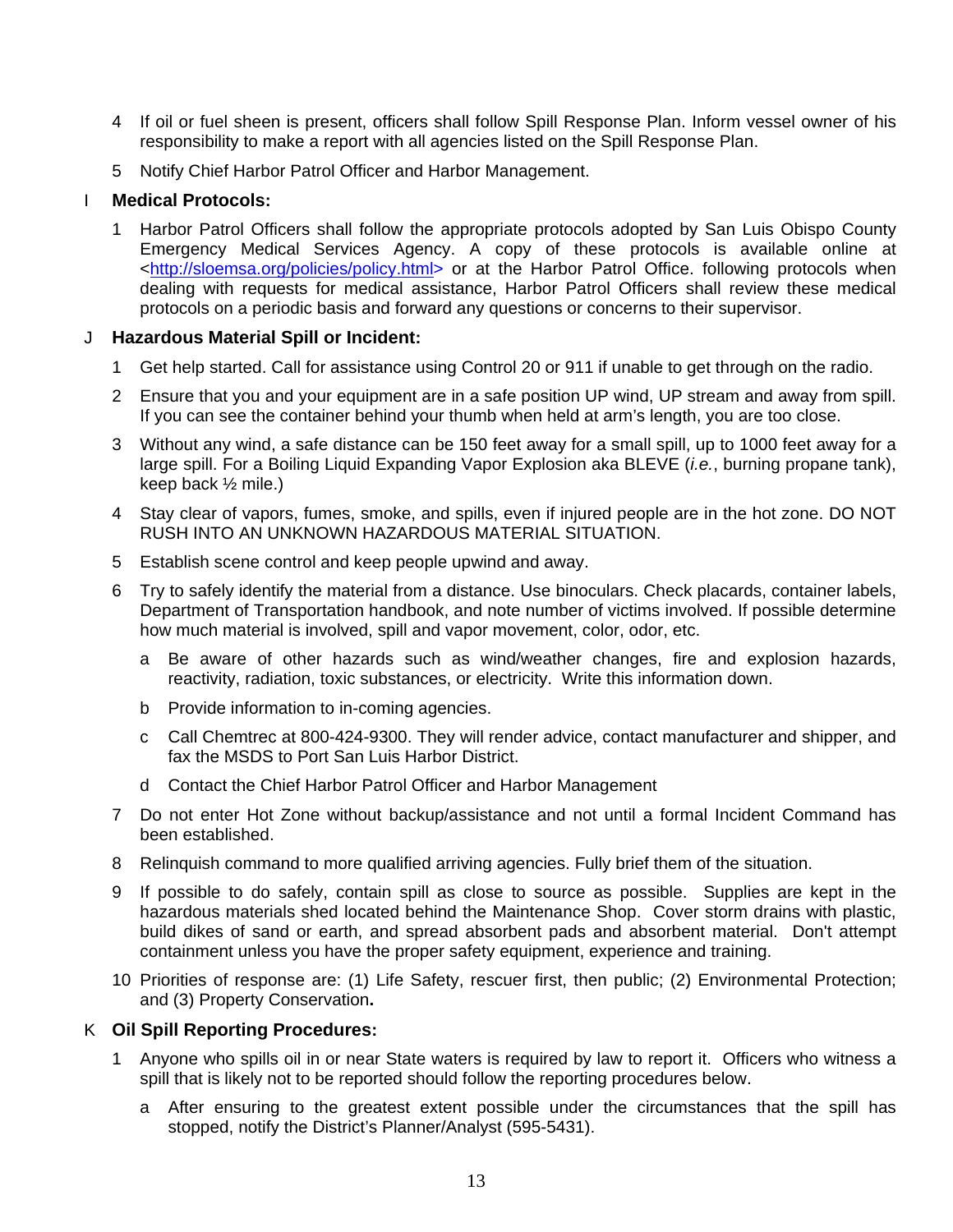4 If oil or fuel sheen is present, officers shall follow Spill Response Plan. Inform vessel owner of his responsibility to make a report with all agencies listed on the Spill Response Plan.

5 Notify Chief Harbor Patrol Officer and Harbor Management.

I **Medical Protocols:**

1 Harbor Patrol Officers shall follow the appropriate protocols adopted by San Luis Obispo County Emergency Medical Services Agency. A copy of these protocols is available online at <http://sloemsa.org/policies/policy.html> or at the Harbor Patrol Office. following protocols when dealing with requests for medical assistance, Harbor Patrol Officers shall review these medical protocols on a periodic basis and forward any questions or concerns to their supervisor.

J **Hazardous Material Spill or Incident:**

1 Get help started. Call for assistance using Control 20 or 911 if unable to get through on the radio.

2 Ensure that you and your equipment are in a safe position UP wind, UP stream and away from spill. If you can see the container behind your thumb when held at arm's length, you are too close.

3 Without any wind, a safe distance can be 150 feet away for a small spill, up to 1000 feet away for a large spill. For a Boiling Liquid Expanding Vapor Explosion aka BLEVE (*i.e.*, burning propane tank), keep back ½ mile.)

4 Stay clear of vapors, fumes, smoke, and spills, even if injured people are in the hot zone. DO NOT RUSH INTO AN UNKNOWN HAZARDOUS MATERIAL SITUATION.

5 Establish scene control and keep people upwind and away.

6 Try to safely identify the material from a distance. Use binoculars. Check placards, container labels, Department of Transportation handbook, and note number of victims involved. If possible determine how much material is involved, spill and vapor movement, color, odor, etc.

   a Be aware of other hazards such as wind/weather changes, fire and explosion hazards, reactivity, radiation, toxic substances, or electricity. Write this information down.

   b Provide information to in-coming agencies.

   c Call Chemtrec at 800-424-9300. They will render advice, contact manufacturer and shipper, and fax the MSDS to Port San Luis Harbor District.

   d Contact the Chief Harbor Patrol Officer and Harbor Management

7 Do not enter Hot Zone without backup/assistance and not until a formal Incident Command has been established.

8 Relinquish command to more qualified arriving agencies. Fully brief them of the situation.

9 If possible to do safely, contain spill as close to source as possible. Supplies are kept in the hazardous materials shed located behind the Maintenance Shop. Cover storm drains with plastic, build dikes of sand or earth, and spread absorbent pads and absorbent material. Don't attempt containment unless you have the proper safety equipment, experience and training.

10 Priorities of response are: (1) Life Safety, rescuer first, then public; (2) Environmental Protection; and (3) Property Conservation**.**

K **Oil Spill Reporting Procedures:**

1 Anyone who spills oil in or near State waters is required by law to report it. Officers who witness a spill that is likely not to be reported should follow the reporting procedures below.

   a After ensuring to the greatest extent possible under the circumstances that the spill has stopped, notify the District's Planner/Analyst (595-5431).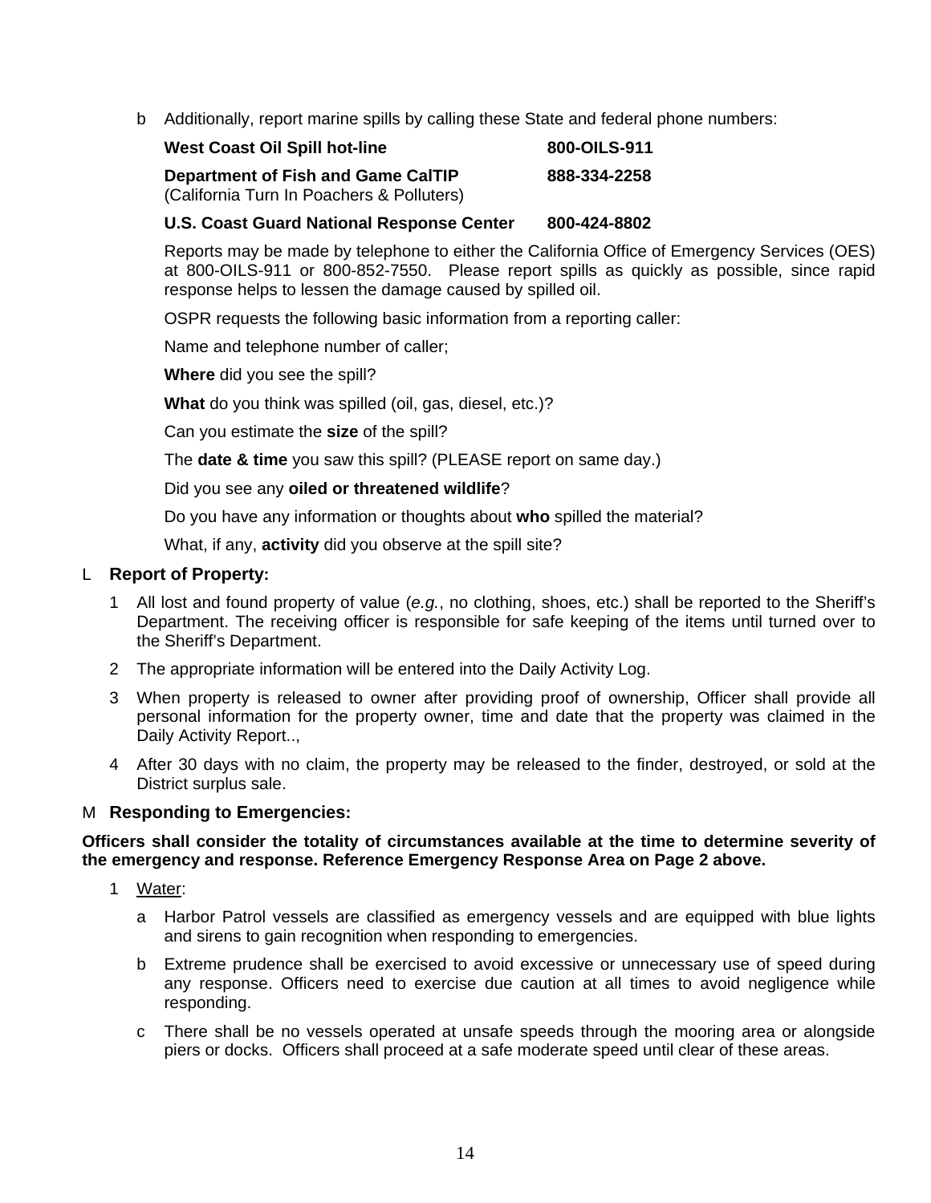b Additionally, report marine spills by calling these State and federal phone numbers:

| | |
|---|---|
| **West Coast Oil Spill hot-line** | **800-OILS-911** |
| **Department of Fish and Game CalTIP** (California Turn In Poachers & Polluters) | **888-334-2258** |
| **U.S. Coast Guard National Response Center** | **800-424-8802** |

Reports may be made by telephone to either the California Office of Emergency Services (OES) at 800-OILS-911 or 800-852-7550. Please report spills as quickly as possible, since rapid response helps to lessen the damage caused by spilled oil.

OSPR requests the following basic information from a reporting caller:

Name and telephone number of caller;

**Where** did you see the spill?

**What** do you think was spilled (oil, gas, diesel, etc.)?

Can you estimate the **size** of the spill?

The **date & time** you saw this spill? (PLEASE report on same day.)

Did you see any **oiled or threatened wildlife**?

Do you have any information or thoughts about **who** spilled the material?

What, if any, **activity** did you observe at the spill site?

L **Report of Property:**

1 All lost and found property of value (*e.g.*, no clothing, shoes, etc.) shall be reported to the Sheriff's Department. The receiving officer is responsible for safe keeping of the items until turned over to the Sheriff's Department.

2 The appropriate information will be entered into the Daily Activity Log.

3 When property is released to owner after providing proof of ownership, Officer shall provide all personal information for the property owner, time and date that the property was claimed in the Daily Activity Report..,

4 After 30 days with no claim, the property may be released to the finder, destroyed, or sold at the District surplus sale.

M **Responding to Emergencies:**

**Officers shall consider the totality of circumstances available at the time to determine severity of the emergency and response. Reference Emergency Response Area on Page 2 above.**

1 <u>Water</u>:

a Harbor Patrol vessels are classified as emergency vessels and are equipped with blue lights and sirens to gain recognition when responding to emergencies.

b Extreme prudence shall be exercised to avoid excessive or unnecessary use of speed during any response. Officers need to exercise due caution at all times to avoid negligence while responding.

c There shall be no vessels operated at unsafe speeds through the mooring area or alongside piers or docks. Officers shall proceed at a safe moderate speed until clear of these areas.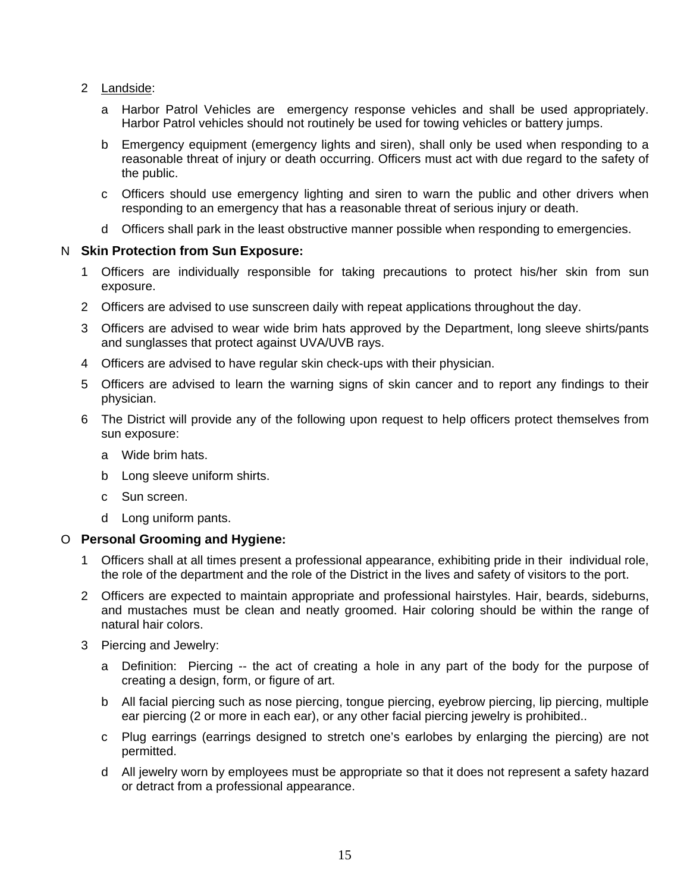2 Landside:

   a Harbor Patrol Vehicles are emergency response vehicles and shall be used appropriately. Harbor Patrol vehicles should not routinely be used for towing vehicles or battery jumps.

   b Emergency equipment (emergency lights and siren), shall only be used when responding to a reasonable threat of injury or death occurring. Officers must act with due regard to the safety of the public.

   c Officers should use emergency lighting and siren to warn the public and other drivers when responding to an emergency that has a reasonable threat of serious injury or death.

   d Officers shall park in the least obstructive manner possible when responding to emergencies.

N **Skin Protection from Sun Exposure:**

1 Officers are individually responsible for taking precautions to protect his/her skin from sun exposure.

2 Officers are advised to use sunscreen daily with repeat applications throughout the day.

3 Officers are advised to wear wide brim hats approved by the Department, long sleeve shirts/pants and sunglasses that protect against UVA/UVB rays.

4 Officers are advised to have regular skin check-ups with their physician.

5 Officers are advised to learn the warning signs of skin cancer and to report any findings to their physician.

6 The District will provide any of the following upon request to help officers protect themselves from sun exposure:

   a Wide brim hats.

   b Long sleeve uniform shirts.

   c Sun screen.

   d Long uniform pants.

O **Personal Grooming and Hygiene:**

1 Officers shall at all times present a professional appearance, exhibiting pride in their individual role, the role of the department and the role of the District in the lives and safety of visitors to the port.

2 Officers are expected to maintain appropriate and professional hairstyles. Hair, beards, sideburns, and mustaches must be clean and neatly groomed. Hair coloring should be within the range of natural hair colors.

3 Piercing and Jewelry:

   a Definition: Piercing -- the act of creating a hole in any part of the body for the purpose of creating a design, form, or figure of art.

   b All facial piercing such as nose piercing, tongue piercing, eyebrow piercing, lip piercing, multiple ear piercing (2 or more in each ear), or any other facial piercing jewelry is prohibited..

   c Plug earrings (earrings designed to stretch one's earlobes by enlarging the piercing) are not permitted.

   d All jewelry worn by employees must be appropriate so that it does not represent a safety hazard or detract from a professional appearance.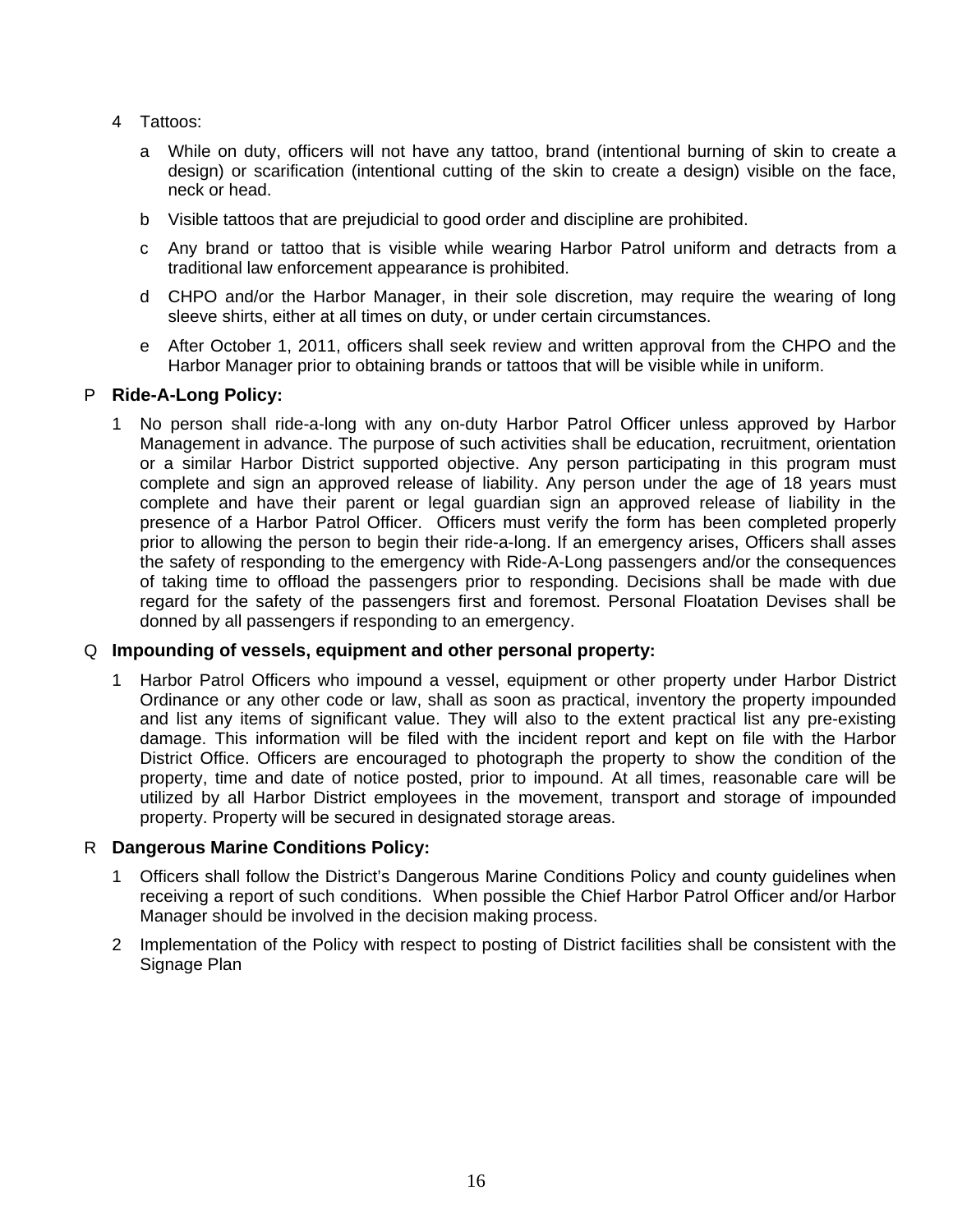4 Tattoos:

   a While on duty, officers will not have any tattoo, brand (intentional burning of skin to create a design) or scarification (intentional cutting of the skin to create a design) visible on the face, neck or head.

   b Visible tattoos that are prejudicial to good order and discipline are prohibited.

   c Any brand or tattoo that is visible while wearing Harbor Patrol uniform and detracts from a traditional law enforcement appearance is prohibited.

   d CHPO and/or the Harbor Manager, in their sole discretion, may require the wearing of long sleeve shirts, either at all times on duty, or under certain circumstances.

   e After October 1, 2011, officers shall seek review and written approval from the CHPO and the Harbor Manager prior to obtaining brands or tattoos that will be visible while in uniform.

P **Ride-A-Long Policy:**

1 No person shall ride-a-long with any on-duty Harbor Patrol Officer unless approved by Harbor Management in advance. The purpose of such activities shall be education, recruitment, orientation or a similar Harbor District supported objective. Any person participating in this program must complete and sign an approved release of liability. Any person under the age of 18 years must complete and have their parent or legal guardian sign an approved release of liability in the presence of a Harbor Patrol Officer. Officers must verify the form has been completed properly prior to allowing the person to begin their ride-a-long. If an emergency arises, Officers shall asses the safety of responding to the emergency with Ride-A-Long passengers and/or the consequences of taking time to offload the passengers prior to responding. Decisions shall be made with due regard for the safety of the passengers first and foremost. Personal Floatation Devises shall be donned by all passengers if responding to an emergency.

Q **Impounding of vessels, equipment and other personal property:**

1 Harbor Patrol Officers who impound a vessel, equipment or other property under Harbor District Ordinance or any other code or law, shall as soon as practical, inventory the property impounded and list any items of significant value. They will also to the extent practical list any pre-existing damage. This information will be filed with the incident report and kept on file with the Harbor District Office. Officers are encouraged to photograph the property to show the condition of the property, time and date of notice posted, prior to impound. At all times, reasonable care will be utilized by all Harbor District employees in the movement, transport and storage of impounded property. Property will be secured in designated storage areas.

R **Dangerous Marine Conditions Policy:**

1 Officers shall follow the District's Dangerous Marine Conditions Policy and county guidelines when receiving a report of such conditions. When possible the Chief Harbor Patrol Officer and/or Harbor Manager should be involved in the decision making process.

2 Implementation of the Policy with respect to posting of District facilities shall be consistent with the Signage Plan